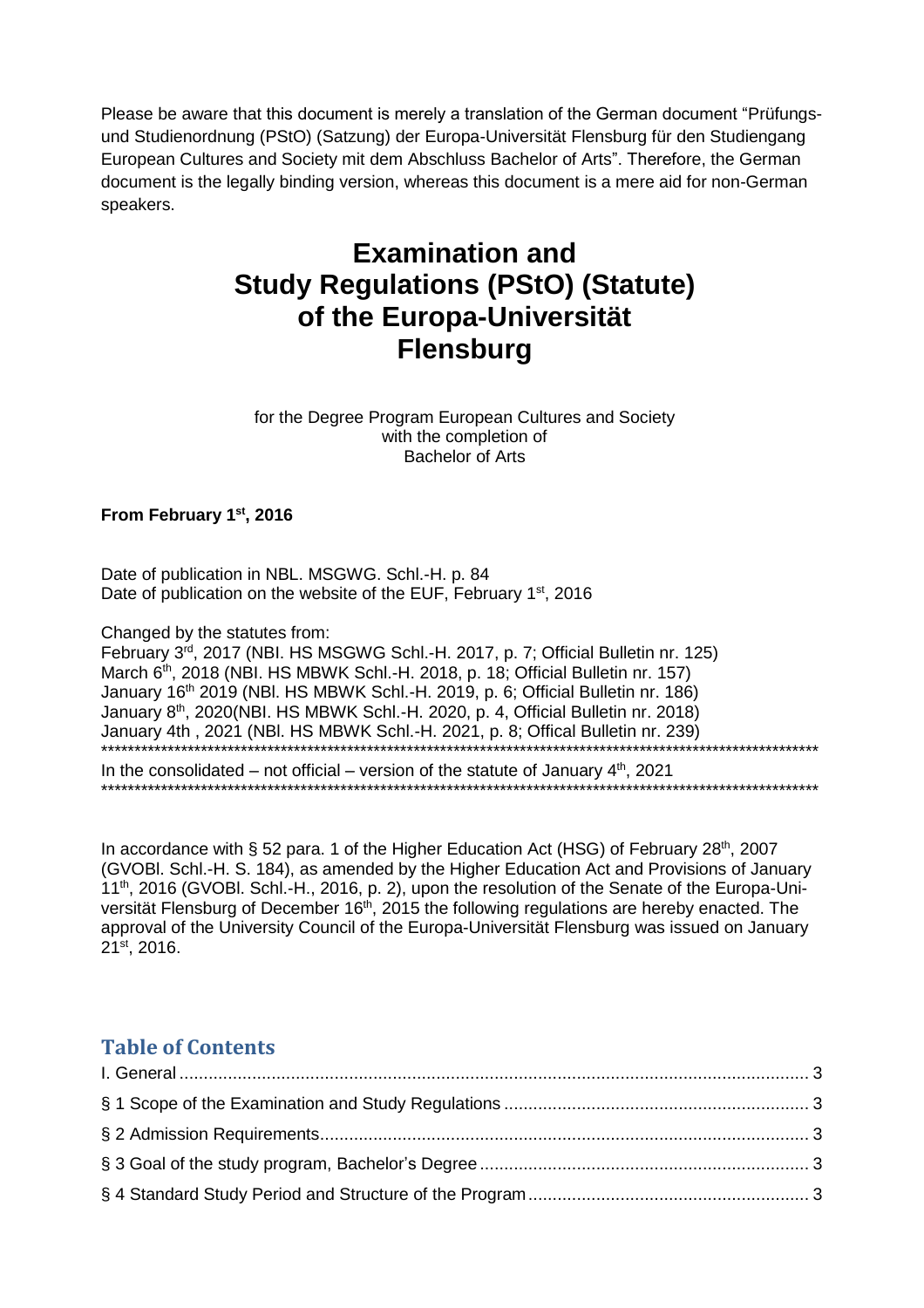Please be aware that this document is merely a translation of the German document "Prüfungs- und Studienordnung (PStO) (Satzung) der Europa-Universität Flensburg für den Studiengang European Cultures and Society mit dem Abschluss Bachelor of Arts". Therefore, the German document is the legally binding version, whereas this document is a mere aid for non-German speakers.

# Examination and Study Regulations (PStO) (Statute) of the Europa-Universität Flensburg

for the Degree Program European Cultures and Society
with the completion of
Bachelor of Arts

**From February 1st, 2016**

Date of publication in NBL. MSGWG. Schl.-H. p. 84
Date of publication on the website of the EUF, February 1st, 2016

Changed by the statutes from:
February 3rd, 2017 (NBI. HS MSGWG Schl.-H. 2017, p. 7; Official Bulletin nr. 125)
March 6th, 2018 (NBI. HS MBWK Schl.-H. 2018, p. 18; Official Bulletin nr. 157)
January 16th 2019 (NBl. HS MBWK Schl.-H. 2019, p. 6; Official Bulletin nr. 186)
January 8th, 2020(NBI. HS MBWK Schl.-H. 2020, p. 4, Official Bulletin nr. 2018)
January 4th , 2021 (NBl. HS MBWK Schl.-H. 2021, p. 8; Offical Bulletin nr. 239)

---

In the consolidated – not official – version of the statute of January 4th, 2021

---

In accordance with § 52 para. 1 of the Higher Education Act (HSG) of February 28th, 2007 (GVOBl. Schl.-H. S. 184), as amended by the Higher Education Act and Provisions of January 11th, 2016 (GVOBl. Schl.-H., 2016, p. 2), upon the resolution of the Senate of the Europa-Universität Flensburg of December 16th, 2015 the following regulations are hereby enacted. The approval of the University Council of the Europa-Universität Flensburg was issued on January 21st, 2016.

## Table of Contents

- I. General .......... 3
- § 1 Scope of the Examination and Study Regulations .......... 3
- § 2 Admission Requirements .......... 3
- § 3 Goal of the study program, Bachelor's Degree .......... 3
- § 4 Standard Study Period and Structure of the Program .......... 3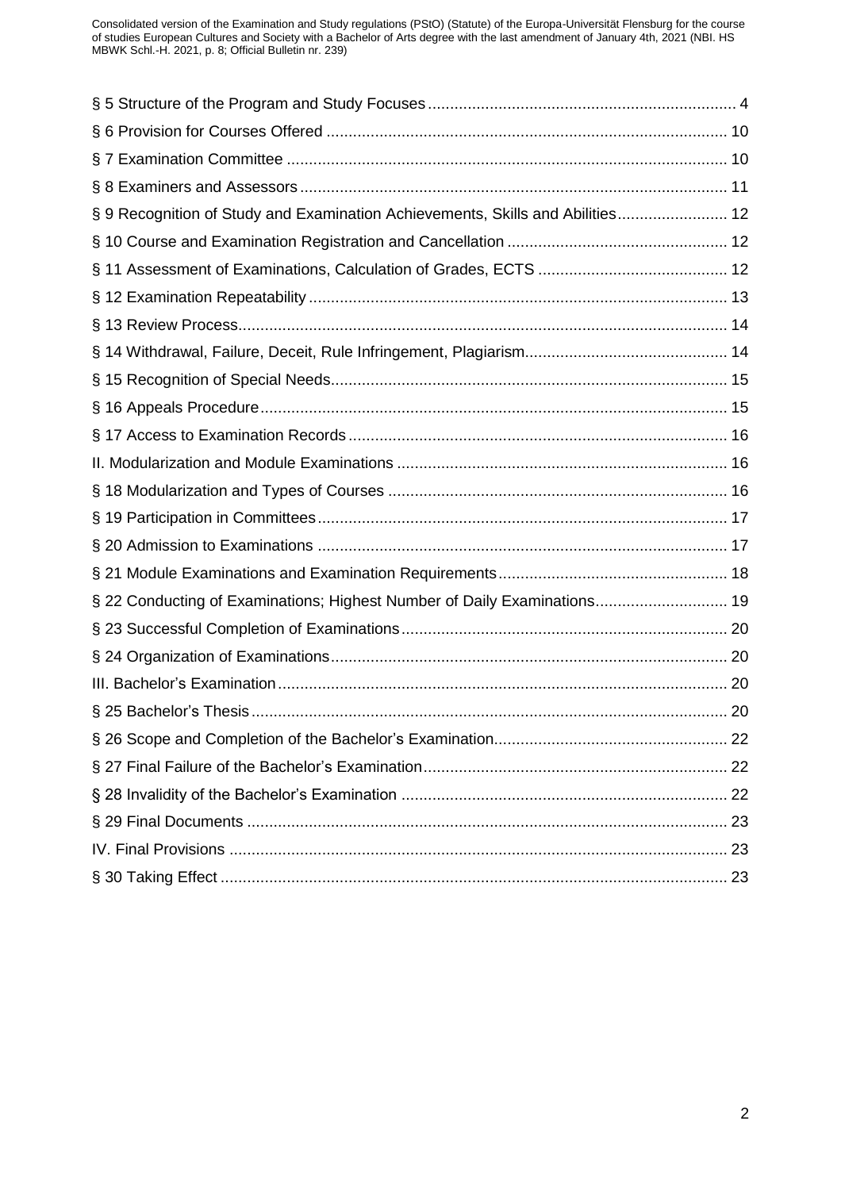§ 5 Structure of the Program and Study Focuses ..................................................................... 4

§ 6 Provision for Courses Offered .......................................................................................... 10

§ 7 Examination Committee ................................................................................................... 10

§ 8 Examiners and Assessors ................................................................................................ 11

§ 9 Recognition of Study and Examination Achievements, Skills and Abilities ......................... 12

§ 10 Course and Examination Registration and Cancellation .................................................. 12

§ 11 Assessment of Examinations, Calculation of Grades, ECTS ........................................... 12

§ 12 Examination Repeatability .............................................................................................. 13

§ 13 Review Process ............................................................................................................... 14

§ 14 Withdrawal, Failure, Deceit, Rule Infringement, Plagiarism ............................................. 14

§ 15 Recognition of Special Needs .......................................................................................... 15

§ 16 Appeals Procedure .......................................................................................................... 15

§ 17 Access to Examination Records ..................................................................................... 16

II. Modularization and Module Examinations ........................................................................... 16

§ 18 Modularization and Types of Courses ............................................................................. 16

§ 19 Participation in Committees ............................................................................................. 17

§ 20 Admission to Examinations ............................................................................................. 17

§ 21 Module Examinations and Examination Requirements .................................................... 18

§ 22 Conducting of Examinations; Highest Number of Daily Examinations .............................. 19

§ 23 Successful Completion of Examinations .......................................................................... 20

§ 24 Organization of Examinations .......................................................................................... 20

III. Bachelor's Examination ...................................................................................................... 20

§ 25 Bachelor's Thesis ............................................................................................................ 20

§ 26 Scope and Completion of the Bachelor's Examination ..................................................... 22

§ 27 Final Failure of the Bachelor's Examination ..................................................................... 22

§ 28 Invalidity of the Bachelor's Examination .......................................................................... 22

§ 29 Final Documents ............................................................................................................. 23

IV. Final Provisions ................................................................................................................. 23

§ 30 Taking Effect ................................................................................................................... 23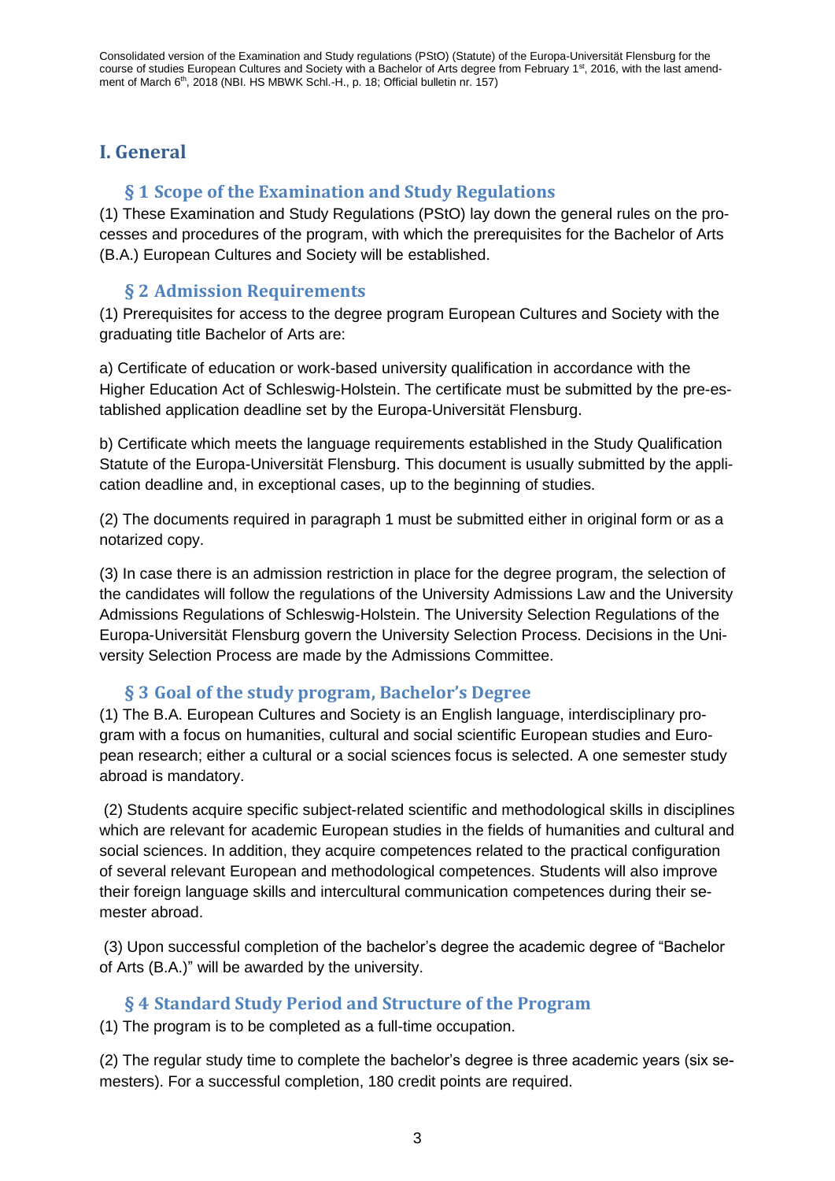# I. General

## § 1 Scope of the Examination and Study Regulations

(1) These Examination and Study Regulations (PStO) lay down the general rules on the processes and procedures of the program, with which the prerequisites for the Bachelor of Arts (B.A.) European Cultures and Society will be established.

## § 2 Admission Requirements

(1) Prerequisites for access to the degree program European Cultures and Society with the graduating title Bachelor of Arts are:

a) Certificate of education or work-based university qualification in accordance with the Higher Education Act of Schleswig-Holstein. The certificate must be submitted by the pre-established application deadline set by the Europa-Universität Flensburg.

b) Certificate which meets the language requirements established in the Study Qualification Statute of the Europa-Universität Flensburg. This document is usually submitted by the application deadline and, in exceptional cases, up to the beginning of studies.

(2) The documents required in paragraph 1 must be submitted either in original form or as a notarized copy.

(3) In case there is an admission restriction in place for the degree program, the selection of the candidates will follow the regulations of the University Admissions Law and the University Admissions Regulations of Schleswig-Holstein. The University Selection Regulations of the Europa-Universität Flensburg govern the University Selection Process. Decisions in the University Selection Process are made by the Admissions Committee.

## § 3 Goal of the study program, Bachelor's Degree

(1) The B.A. European Cultures and Society is an English language, interdisciplinary program with a focus on humanities, cultural and social scientific European studies and European research; either a cultural or a social sciences focus is selected. A one semester study abroad is mandatory.

(2) Students acquire specific subject-related scientific and methodological skills in disciplines which are relevant for academic European studies in the fields of humanities and cultural and social sciences. In addition, they acquire competences related to the practical configuration of several relevant European and methodological competences. Students will also improve their foreign language skills and intercultural communication competences during their semester abroad.

(3) Upon successful completion of the bachelor's degree the academic degree of "Bachelor of Arts (B.A.)" will be awarded by the university.

## § 4 Standard Study Period and Structure of the Program

(1) The program is to be completed as a full-time occupation.

(2) The regular study time to complete the bachelor's degree is three academic years (six semesters). For a successful completion, 180 credit points are required.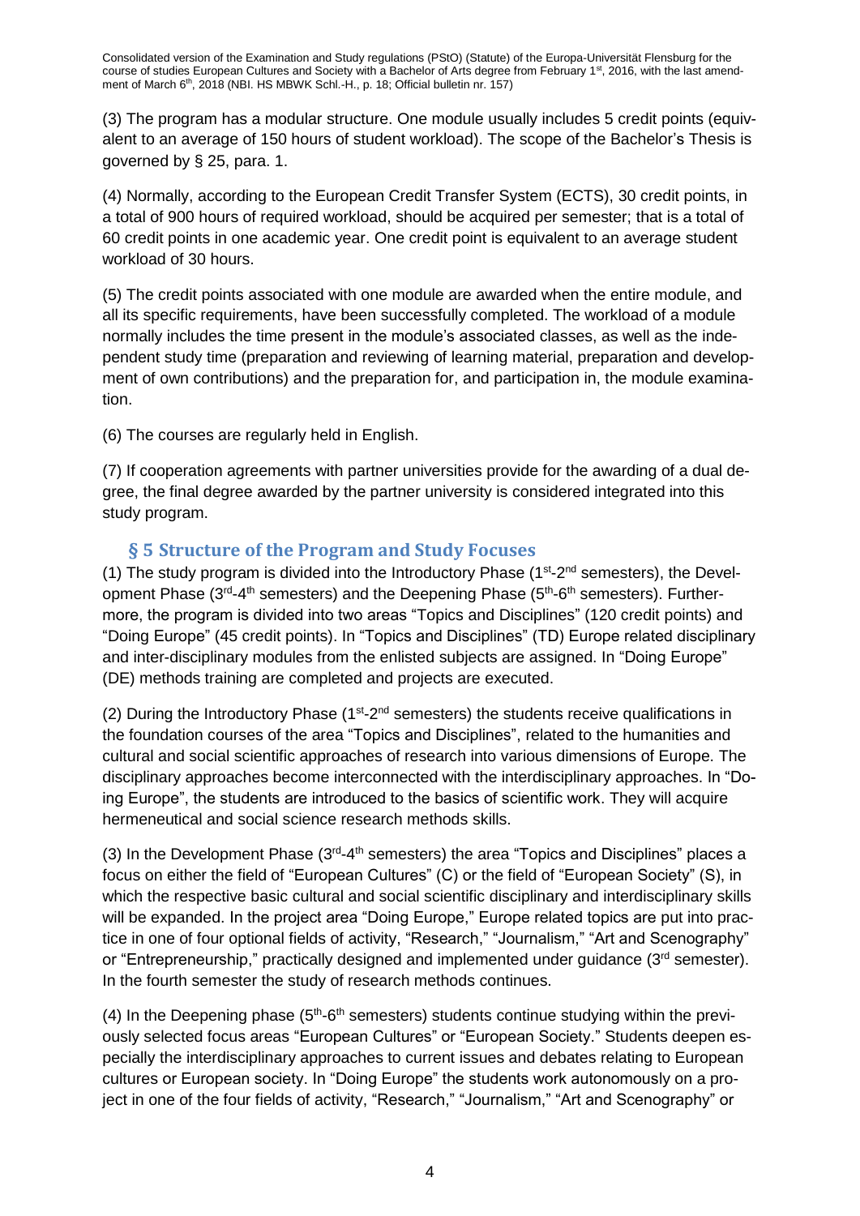(3) The program has a modular structure. One module usually includes 5 credit points (equivalent to an average of 150 hours of student workload). The scope of the Bachelor's Thesis is governed by § 25, para. 1.

(4) Normally, according to the European Credit Transfer System (ECTS), 30 credit points, in a total of 900 hours of required workload, should be acquired per semester; that is a total of 60 credit points in one academic year. One credit point is equivalent to an average student workload of 30 hours.

(5) The credit points associated with one module are awarded when the entire module, and all its specific requirements, have been successfully completed. The workload of a module normally includes the time present in the module's associated classes, as well as the independent study time (preparation and reviewing of learning material, preparation and development of own contributions) and the preparation for, and participation in, the module examination.

(6) The courses are regularly held in English.

(7) If cooperation agreements with partner universities provide for the awarding of a dual degree, the final degree awarded by the partner university is considered integrated into this study program.

## § 5 Structure of the Program and Study Focuses

(1) The study program is divided into the Introductory Phase (1st-2nd semesters), the Development Phase (3rd-4th semesters) and the Deepening Phase (5th-6th semesters). Furthermore, the program is divided into two areas "Topics and Disciplines" (120 credit points) and "Doing Europe" (45 credit points). In "Topics and Disciplines" (TD) Europe related disciplinary and inter-disciplinary modules from the enlisted subjects are assigned. In "Doing Europe" (DE) methods training are completed and projects are executed.

(2) During the Introductory Phase (1st-2nd semesters) the students receive qualifications in the foundation courses of the area "Topics and Disciplines", related to the humanities and cultural and social scientific approaches of research into various dimensions of Europe. The disciplinary approaches become interconnected with the interdisciplinary approaches. In "Doing Europe", the students are introduced to the basics of scientific work. They will acquire hermeneutical and social science research methods skills.

(3) In the Development Phase (3rd-4th semesters) the area "Topics and Disciplines" places a focus on either the field of "European Cultures" (C) or the field of "European Society" (S), in which the respective basic cultural and social scientific disciplinary and interdisciplinary skills will be expanded. In the project area "Doing Europe," Europe related topics are put into practice in one of four optional fields of activity, "Research," "Journalism," "Art and Scenography" or "Entrepreneurship," practically designed and implemented under guidance (3rd semester). In the fourth semester the study of research methods continues.

(4) In the Deepening phase (5th-6th semesters) students continue studying within the previously selected focus areas "European Cultures" or "European Society." Students deepen especially the interdisciplinary approaches to current issues and debates relating to European cultures or European society. In "Doing Europe" the students work autonomously on a project in one of the four fields of activity, "Research," "Journalism," "Art and Scenography" or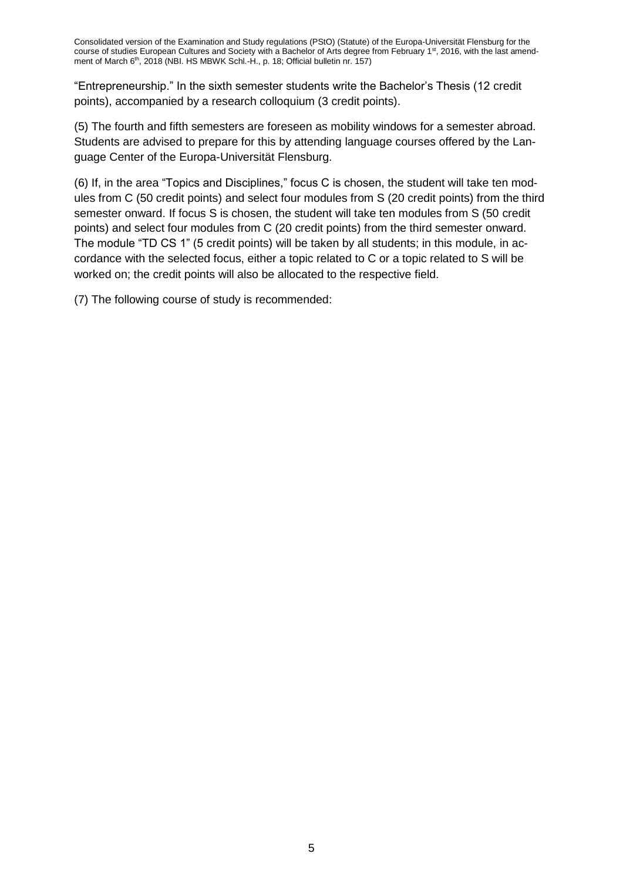"Entrepreneurship." In the sixth semester students write the Bachelor's Thesis (12 credit points), accompanied by a research colloquium (3 credit points).

(5) The fourth and fifth semesters are foreseen as mobility windows for a semester abroad. Students are advised to prepare for this by attending language courses offered by the Language Center of the Europa-Universität Flensburg.

(6) If, in the area "Topics and Disciplines," focus C is chosen, the student will take ten modules from C (50 credit points) and select four modules from S (20 credit points) from the third semester onward. If focus S is chosen, the student will take ten modules from S (50 credit points) and select four modules from C (20 credit points) from the third semester onward. The module "TD CS 1" (5 credit points) will be taken by all students; in this module, in accordance with the selected focus, either a topic related to C or a topic related to S will be worked on; the credit points will also be allocated to the respective field.

(7) The following course of study is recommended: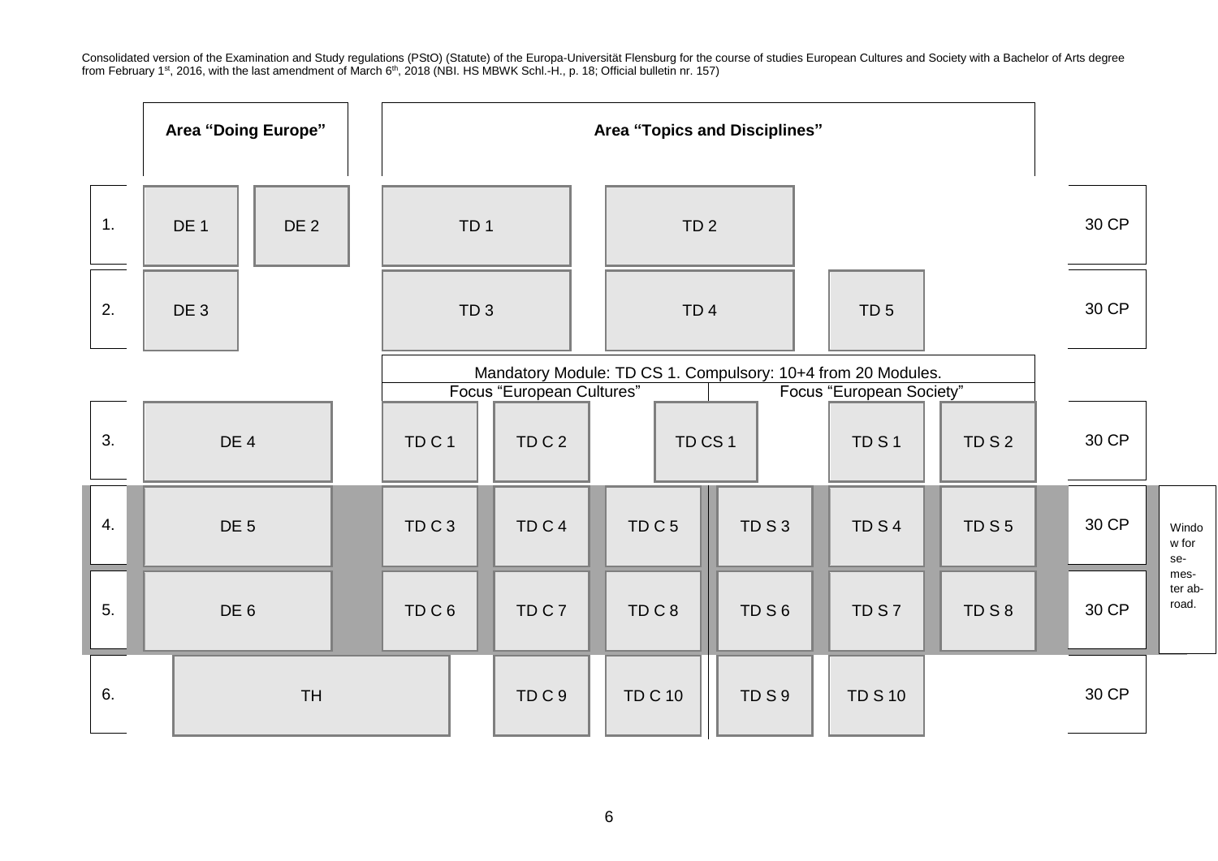Consolidated version of the Examination and Study regulations (PStO) (Statute) of the Europa-Universität Flensburg for the course of studies European Cultures and Society with a Bachelor of Arts degree from February 1st, 2016, with the last amendment of March 6th, 2018 (NBI. HS MBWK Schl.-H., p. 18; Official bulletin nr. 157)

| Semester | Area "Doing Europe" | | Area "Topics and Disciplines" | | | | | | | CP | |
|---|---|---|---|---|---|---|---|---|---|---|---|
| 1. | DE 1 | DE 2 | TD 1 | | TD 2 | | | | | 30 CP | |
| 2. | DE 3 | | TD 3 | | TD 4 | | TD 5 | | | 30 CP | |
| | | | Mandatory Module: TD CS 1. Compulsory: 10+4 from 20 Modules. | | | | | | | | |
| | | | Focus "European Cultures" | | | | Focus "European Society" | | | | |
| 3. | DE 4 | | TD C 1 | TD C 2 | TD CS 1 | | TD S 1 | TD S 2 | | 30 CP | |
| 4. | DE 5 | | TD C 3 | TD C 4 | TD C 5 | TD S 3 | TD S 4 | TD S 5 | | 30 CP | Window for semester abroad. |
| 5. | DE 6 | | TD C 6 | TD C 7 | TD C 8 | TD S 6 | TD S 7 | TD S 8 | | 30 CP | |
| 6. | TH | | | TD C 9 | TD C 10 | TD S 9 | TD S 10 | | | 30 CP | |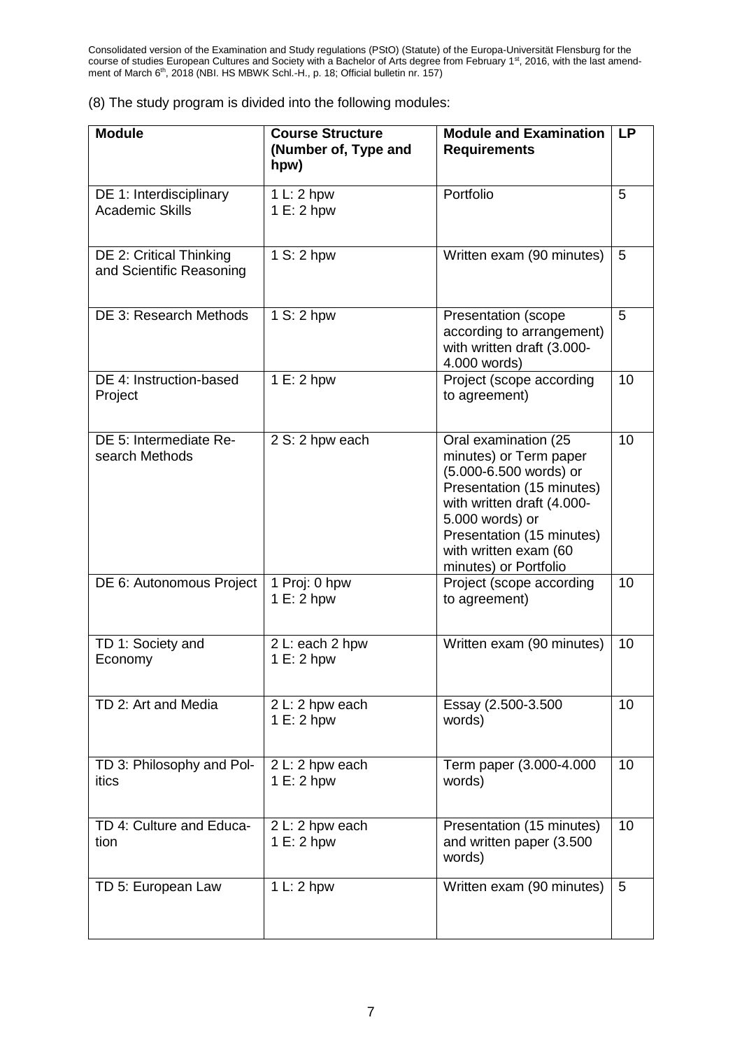(8) The study program is divided into the following modules:

| Module | Course Structure (Number of, Type and hpw) | Module and Examination Requirements | LP |
|---|---|---|---|
| DE 1: Interdisciplinary Academic Skills | 1 L: 2 hpw<br>1 E: 2 hpw | Portfolio | 5 |
| DE 2: Critical Thinking and Scientific Reasoning | 1 S: 2 hpw | Written exam (90 minutes) | 5 |
| DE 3: Research Methods | 1 S: 2 hpw | Presentation (scope according to arrangement) with written draft (3.000-4.000 words) | 5 |
| DE 4: Instruction-based Project | 1 E: 2 hpw | Project (scope according to agreement) | 10 |
| DE 5: Intermediate Research Methods | 2 S: 2 hpw each | Oral examination (25 minutes) or Term paper (5.000-6.500 words) or Presentation (15 minutes) with written draft (4.000-5.000 words) or Presentation (15 minutes) with written exam (60 minutes) or Portfolio | 10 |
| DE 6: Autonomous Project | 1 Proj: 0 hpw<br>1 E: 2 hpw | Project (scope according to agreement) | 10 |
| TD 1: Society and Economy | 2 L: each 2 hpw<br>1 E: 2 hpw | Written exam (90 minutes) | 10 |
| TD 2: Art and Media | 2 L: 2 hpw each<br>1 E: 2 hpw | Essay (2.500-3.500 words) | 10 |
| TD 3: Philosophy and Politics | 2 L: 2 hpw each<br>1 E: 2 hpw | Term paper (3.000-4.000 words) | 10 |
| TD 4: Culture and Education | 2 L: 2 hpw each<br>1 E: 2 hpw | Presentation (15 minutes) and written paper (3.500 words) | 10 |
| TD 5: European Law | 1 L: 2 hpw | Written exam (90 minutes) | 5 |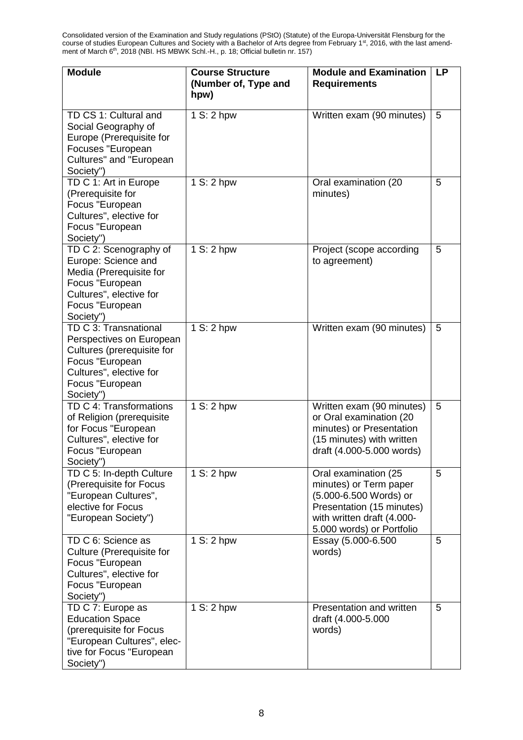| Module | Course Structure (Number of, Type and hpw) | Module and Examination Requirements | LP |
|---|---|---|---|
| TD CS 1: Cultural and Social Geography of Europe (Prerequisite for Focuses "European Cultures" and "European Society") | 1 S: 2 hpw | Written exam (90 minutes) | 5 |
| TD C 1: Art in Europe (Prerequisite for Focus "European Cultures", elective for Focus "European Society") | 1 S: 2 hpw | Oral examination (20 minutes) | 5 |
| TD C 2: Scenography of Europe: Science and Media (Prerequisite for Focus "European Cultures", elective for Focus "European Society") | 1 S: 2 hpw | Project (scope according to agreement) | 5 |
| TD C 3: Transnational Perspectives on European Cultures (prerequisite for Focus "European Cultures", elective for Focus "European Society") | 1 S: 2 hpw | Written exam (90 minutes) | 5 |
| TD C 4: Transformations of Religion (prerequisite for Focus "European Cultures", elective for Focus "European Society") | 1 S: 2 hpw | Written exam (90 minutes) or Oral examination (20 minutes) or Presentation (15 minutes) with written draft (4.000-5.000 words) | 5 |
| TD C 5: In-depth Culture (Prerequisite for Focus "European Cultures", elective for Focus "European Society") | 1 S: 2 hpw | Oral examination (25 minutes) or Term paper (5.000-6.500 Words) or Presentation (15 minutes) with written draft (4.000-5.000 words) or Portfolio | 5 |
| TD C 6: Science as Culture (Prerequisite for Focus "European Cultures", elective for Focus "European Society") | 1 S: 2 hpw | Essay (5.000-6.500 words) | 5 |
| TD C 7: Europe as Education Space (prerequisite for Focus "European Cultures", elective for Focus "European Society") | 1 S: 2 hpw | Presentation and written draft (4.000-5.000 words) | 5 |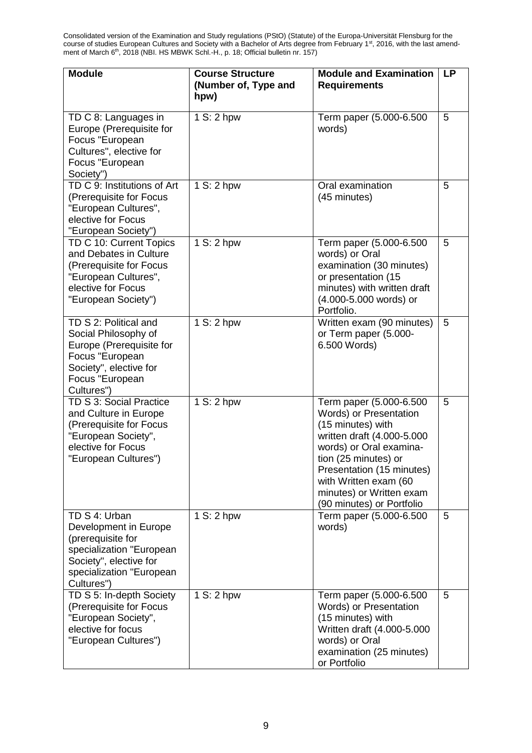| Module | Course Structure (Number of, Type and hpw) | Module and Examination Requirements | LP |
|---|---|---|---|
| TD C 8: Languages in Europe (Prerequisite for Focus "European Cultures", elective for Focus "European Society") | 1 S: 2 hpw | Term paper (5.000-6.500 words) | 5 |
| TD C 9: Institutions of Art (Prerequisite for Focus "European Cultures", elective for Focus "European Society") | 1 S: 2 hpw | Oral examination (45 minutes) | 5 |
| TD C 10: Current Topics and Debates in Culture (Prerequisite for Focus "European Cultures", elective for Focus "European Society") | 1 S: 2 hpw | Term paper (5.000-6.500 words) or Oral examination (30 minutes) or presentation (15 minutes) with written draft (4.000-5.000 words) or Portfolio. | 5 |
| TD S 2: Political and Social Philosophy of Europe (Prerequisite for Focus "European Society", elective for Focus "European Cultures") | 1 S: 2 hpw | Written exam (90 minutes) or Term paper (5.000-6.500 Words) | 5 |
| TD S 3: Social Practice and Culture in Europe (Prerequisite for Focus "European Society", elective for Focus "European Cultures") | 1 S: 2 hpw | Term paper (5.000-6.500 Words) or Presentation (15 minutes) with written draft (4.000-5.000 words) or Oral examination (25 minutes) or Presentation (15 minutes) with Written exam (60 minutes) or Written exam (90 minutes) or Portfolio | 5 |
| TD S 4: Urban Development in Europe (prerequisite for specialization "European Society", elective for specialization "European Cultures") | 1 S: 2 hpw | Term paper (5.000-6.500 words) | 5 |
| TD S 5: In-depth Society (Prerequisite for Focus "European Society", elective for focus "European Cultures") | 1 S: 2 hpw | Term paper (5.000-6.500 Words) or Presentation (15 minutes) with Written draft (4.000-5.000 words) or Oral examination (25 minutes) or Portfolio | 5 |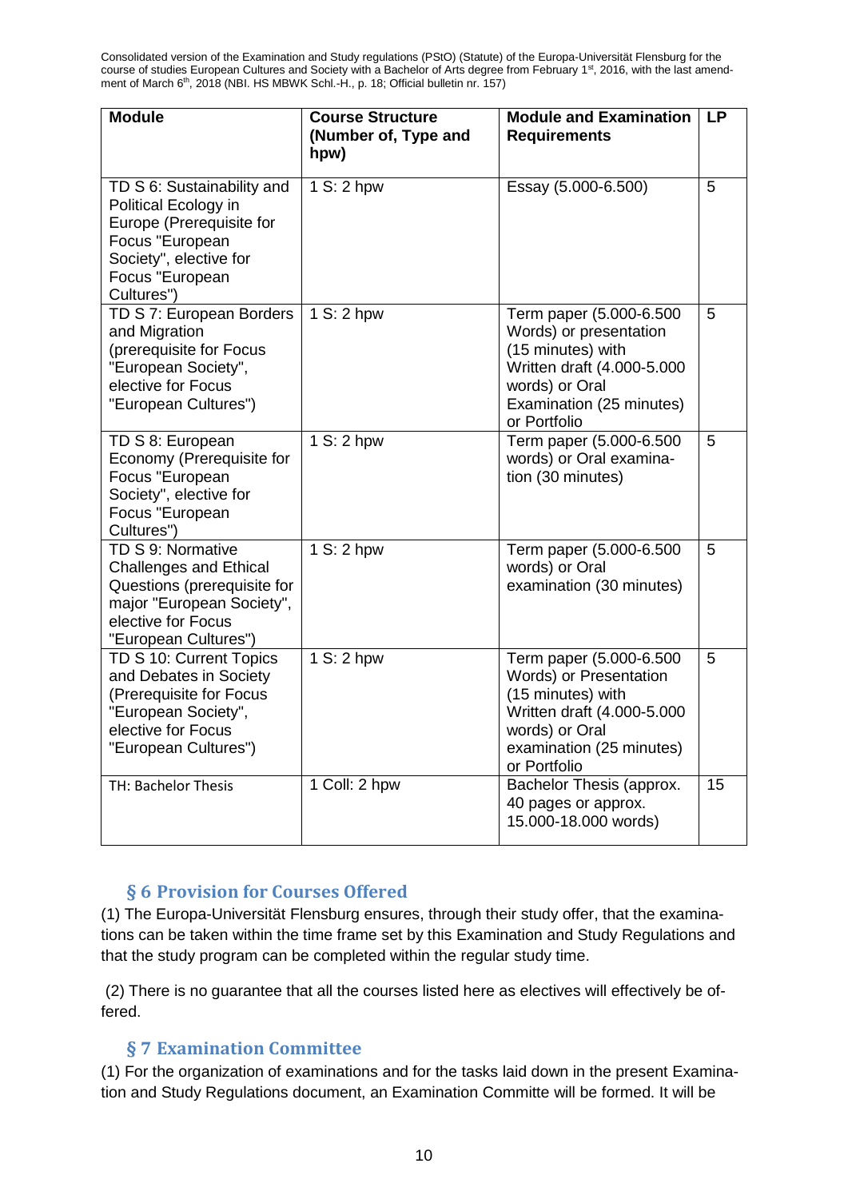| Module | Course Structure (Number of, Type and hpw) | Module and Examination Requirements | LP |
|---|---|---|---|
| TD S 6: Sustainability and Political Ecology in Europe (Prerequisite for Focus "European Society", elective for Focus "European Cultures") | 1 S: 2 hpw | Essay (5.000-6.500) | 5 |
| TD S 7: European Borders and Migration (prerequisite for Focus "European Society", elective for Focus "European Cultures") | 1 S: 2 hpw | Term paper (5.000-6.500 Words) or presentation (15 minutes) with Written draft (4.000-5.000 words) or Oral Examination (25 minutes) or Portfolio | 5 |
| TD S 8: European Economy (Prerequisite for Focus "European Society", elective for Focus "European Cultures") | 1 S: 2 hpw | Term paper (5.000-6.500 words) or Oral examination (30 minutes) | 5 |
| TD S 9: Normative Challenges and Ethical Questions (prerequisite for major "European Society", elective for Focus "European Cultures") | 1 S: 2 hpw | Term paper (5.000-6.500 words) or Oral examination (30 minutes) | 5 |
| TD S 10: Current Topics and Debates in Society (Prerequisite for Focus "European Society", elective for Focus "European Cultures") | 1 S: 2 hpw | Term paper (5.000-6.500 Words) or Presentation (15 minutes) with Written draft (4.000-5.000 words) or Oral examination (25 minutes) or Portfolio | 5 |
| TH: Bachelor Thesis | 1 Coll: 2 hpw | Bachelor Thesis (approx. 40 pages or approx. 15.000-18.000 words) | 15 |

## § 6 Provision for Courses Offered

(1) The Europa-Universität Flensburg ensures, through their study offer, that the examinations can be taken within the time frame set by this Examination and Study Regulations and that the study program can be completed within the regular study time.

(2) There is no guarantee that all the courses listed here as electives will effectively be offered.

## § 7 Examination Committee

(1) For the organization of examinations and for the tasks laid down in the present Examination and Study Regulations document, an Examination Committe will be formed. It will be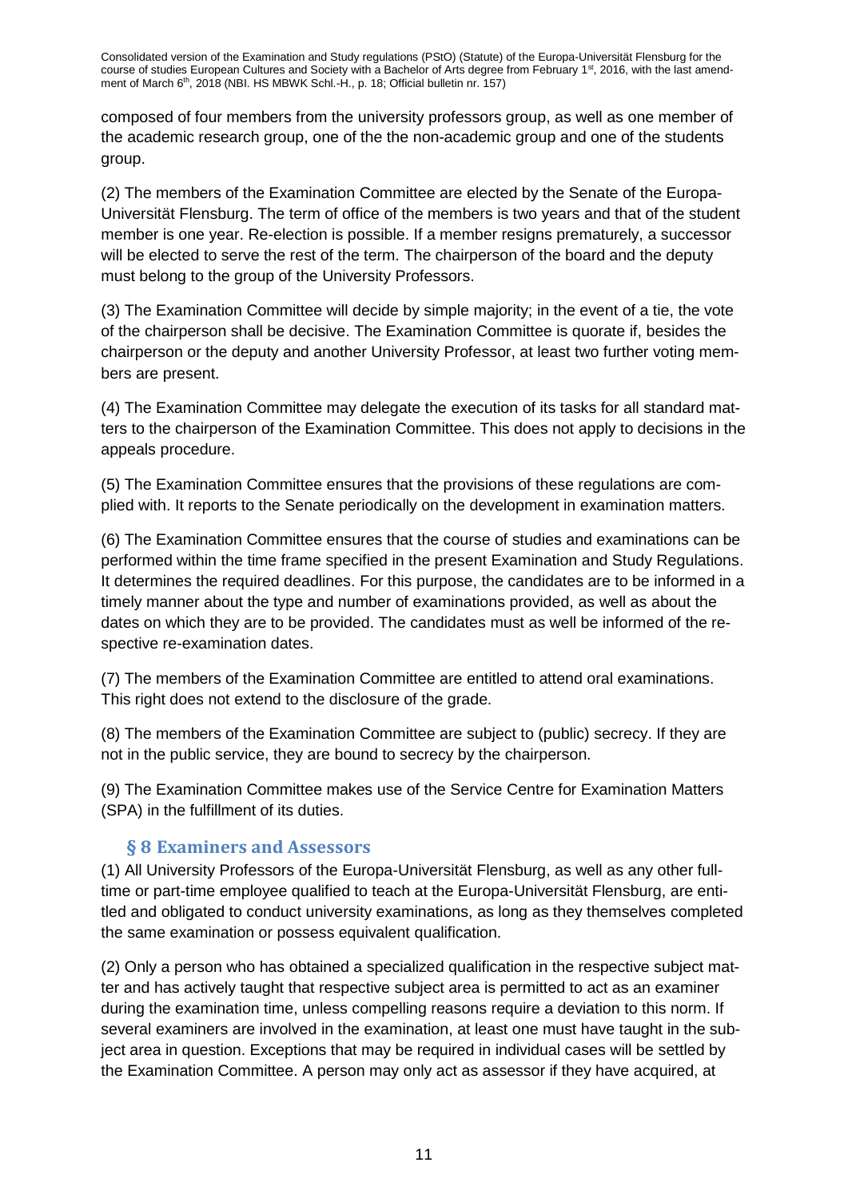composed of four members from the university professors group, as well as one member of the academic research group, one of the the non-academic group and one of the students group.

(2) The members of the Examination Committee are elected by the Senate of the Europa-Universität Flensburg. The term of office of the members is two years and that of the student member is one year. Re-election is possible. If a member resigns prematurely, a successor will be elected to serve the rest of the term. The chairperson of the board and the deputy must belong to the group of the University Professors.

(3) The Examination Committee will decide by simple majority; in the event of a tie, the vote of the chairperson shall be decisive. The Examination Committee is quorate if, besides the chairperson or the deputy and another University Professor, at least two further voting members are present.

(4) The Examination Committee may delegate the execution of its tasks for all standard matters to the chairperson of the Examination Committee. This does not apply to decisions in the appeals procedure.

(5) The Examination Committee ensures that the provisions of these regulations are complied with. It reports to the Senate periodically on the development in examination matters.

(6) The Examination Committee ensures that the course of studies and examinations can be performed within the time frame specified in the present Examination and Study Regulations. It determines the required deadlines. For this purpose, the candidates are to be informed in a timely manner about the type and number of examinations provided, as well as about the dates on which they are to be provided. The candidates must as well be informed of the respective re-examination dates.

(7) The members of the Examination Committee are entitled to attend oral examinations. This right does not extend to the disclosure of the grade.

(8) The members of the Examination Committee are subject to (public) secrecy. If they are not in the public service, they are bound to secrecy by the chairperson.

(9) The Examination Committee makes use of the Service Centre for Examination Matters (SPA) in the fulfillment of its duties.

## § 8 Examiners and Assessors

(1) All University Professors of the Europa-Universität Flensburg, as well as any other full-time or part-time employee qualified to teach at the Europa-Universität Flensburg, are entitled and obligated to conduct university examinations, as long as they themselves completed the same examination or possess equivalent qualification.

(2) Only a person who has obtained a specialized qualification in the respective subject matter and has actively taught that respective subject area is permitted to act as an examiner during the examination time, unless compelling reasons require a deviation to this norm. If several examiners are involved in the examination, at least one must have taught in the subject area in question. Exceptions that may be required in individual cases will be settled by the Examination Committee. A person may only act as assessor if they have acquired, at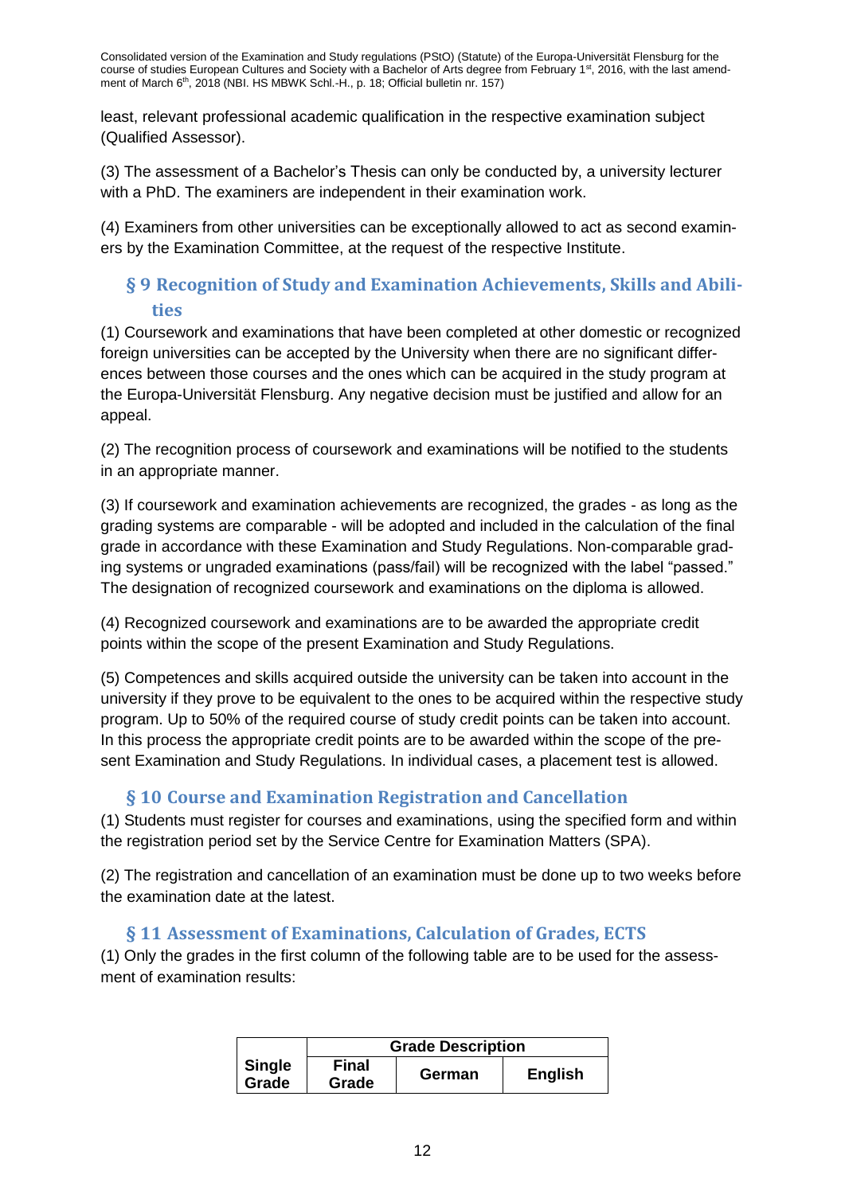least, relevant professional academic qualification in the respective examination subject (Qualified Assessor).

(3) The assessment of a Bachelor's Thesis can only be conducted by, a university lecturer with a PhD. The examiners are independent in their examination work.

(4) Examiners from other universities can be exceptionally allowed to act as second examiners by the Examination Committee, at the request of the respective Institute.

## § 9 Recognition of Study and Examination Achievements, Skills and Abilities

(1) Coursework and examinations that have been completed at other domestic or recognized foreign universities can be accepted by the University when there are no significant differences between those courses and the ones which can be acquired in the study program at the Europa-Universität Flensburg. Any negative decision must be justified and allow for an appeal.

(2) The recognition process of coursework and examinations will be notified to the students in an appropriate manner.

(3) If coursework and examination achievements are recognized, the grades - as long as the grading systems are comparable - will be adopted and included in the calculation of the final grade in accordance with these Examination and Study Regulations. Non-comparable grading systems or ungraded examinations (pass/fail) will be recognized with the label "passed." The designation of recognized coursework and examinations on the diploma is allowed.

(4) Recognized coursework and examinations are to be awarded the appropriate credit points within the scope of the present Examination and Study Regulations.

(5) Competences and skills acquired outside the university can be taken into account in the university if they prove to be equivalent to the ones to be acquired within the respective study program. Up to 50% of the required course of study credit points can be taken into account. In this process the appropriate credit points are to be awarded within the scope of the present Examination and Study Regulations. In individual cases, a placement test is allowed.

## § 10 Course and Examination Registration and Cancellation

(1) Students must register for courses and examinations, using the specified form and within the registration period set by the Service Centre for Examination Matters (SPA).

(2) The registration and cancellation of an examination must be done up to two weeks before the examination date at the latest.

## § 11 Assessment of Examinations, Calculation of Grades, ECTS

(1) Only the grades in the first column of the following table are to be used for the assessment of examination results:

| Single Grade | Grade Description | | |
|---|---|---|---|
| | **Final Grade** | **German** | **English** |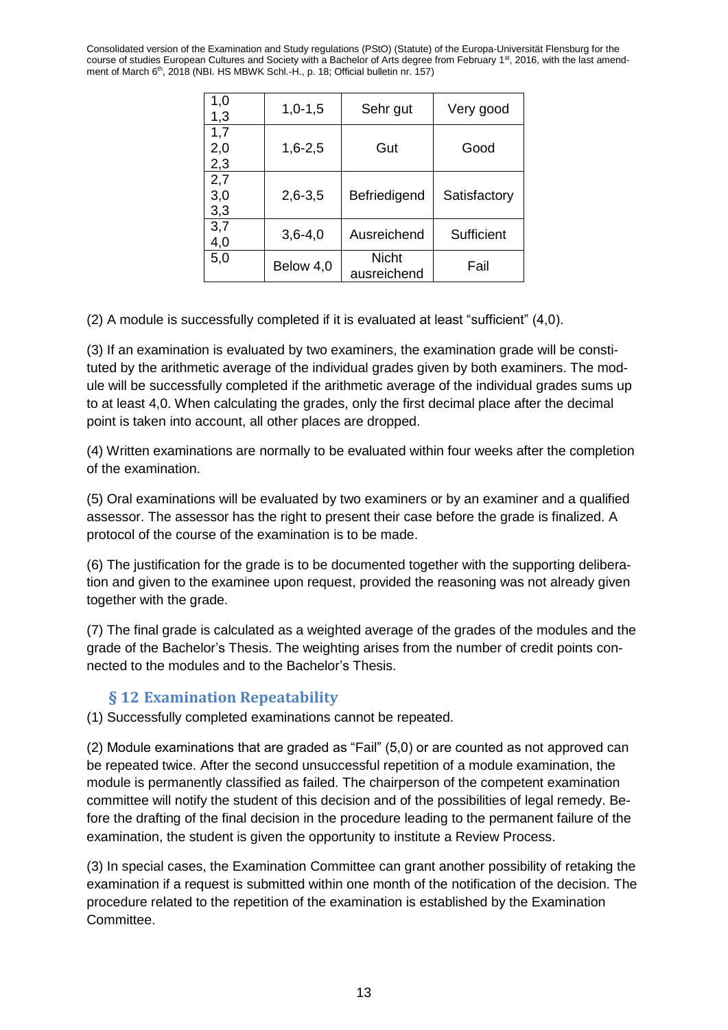| 1,0<br>1,3 | 1,0-1,5 | Sehr gut | Very good |
|---|---|---|---|
| 1,7<br>2,0<br>2,3 | 1,6-2,5 | Gut | Good |
| 2,7<br>3,0<br>3,3 | 2,6-3,5 | Befriedigend | Satisfactory |
| 3,7<br>4,0 | 3,6-4,0 | Ausreichend | Sufficient |
| 5,0 | Below 4,0 | Nicht ausreichend | Fail |

(2) A module is successfully completed if it is evaluated at least "sufficient" (4,0).

(3) If an examination is evaluated by two examiners, the examination grade will be constituted by the arithmetic average of the individual grades given by both examiners. The module will be successfully completed if the arithmetic average of the individual grades sums up to at least 4,0. When calculating the grades, only the first decimal place after the decimal point is taken into account, all other places are dropped.

(4) Written examinations are normally to be evaluated within four weeks after the completion of the examination.

(5) Oral examinations will be evaluated by two examiners or by an examiner and a qualified assessor. The assessor has the right to present their case before the grade is finalized. A protocol of the course of the examination is to be made.

(6) The justification for the grade is to be documented together with the supporting deliberation and given to the examinee upon request, provided the reasoning was not already given together with the grade.

(7) The final grade is calculated as a weighted average of the grades of the modules and the grade of the Bachelor's Thesis. The weighting arises from the number of credit points connected to the modules and to the Bachelor's Thesis.

## § 12 Examination Repeatability

(1) Successfully completed examinations cannot be repeated.

(2) Module examinations that are graded as "Fail" (5,0) or are counted as not approved can be repeated twice. After the second unsuccessful repetition of a module examination, the module is permanently classified as failed. The chairperson of the competent examination committee will notify the student of this decision and of the possibilities of legal remedy. Before the drafting of the final decision in the procedure leading to the permanent failure of the examination, the student is given the opportunity to institute a Review Process.

(3) In special cases, the Examination Committee can grant another possibility of retaking the examination if a request is submitted within one month of the notification of the decision. The procedure related to the repetition of the examination is established by the Examination Committee.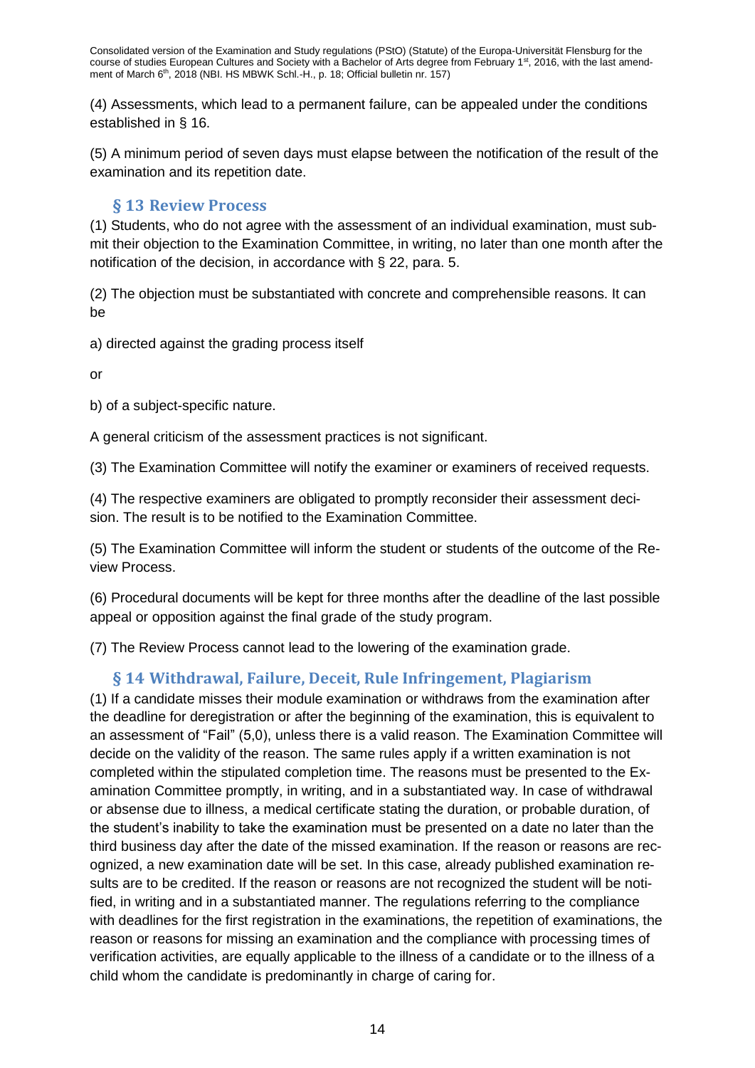(4) Assessments, which lead to a permanent failure, can be appealed under the conditions established in § 16.

(5) A minimum period of seven days must elapse between the notification of the result of the examination and its repetition date.

## § 13 Review Process

(1) Students, who do not agree with the assessment of an individual examination, must submit their objection to the Examination Committee, in writing, no later than one month after the notification of the decision, in accordance with § 22, para. 5.

(2) The objection must be substantiated with concrete and comprehensible reasons. It can be

a) directed against the grading process itself

or

b) of a subject-specific nature.

A general criticism of the assessment practices is not significant.

(3) The Examination Committee will notify the examiner or examiners of received requests.

(4) The respective examiners are obligated to promptly reconsider their assessment decision. The result is to be notified to the Examination Committee.

(5) The Examination Committee will inform the student or students of the outcome of the Review Process.

(6) Procedural documents will be kept for three months after the deadline of the last possible appeal or opposition against the final grade of the study program.

(7) The Review Process cannot lead to the lowering of the examination grade.

## § 14 Withdrawal, Failure, Deceit, Rule Infringement, Plagiarism

(1) If a candidate misses their module examination or withdraws from the examination after the deadline for deregistration or after the beginning of the examination, this is equivalent to an assessment of "Fail" (5,0), unless there is a valid reason. The Examination Committee will decide on the validity of the reason. The same rules apply if a written examination is not completed within the stipulated completion time. The reasons must be presented to the Examination Committee promptly, in writing, and in a substantiated way. In case of withdrawal or absense due to illness, a medical certificate stating the duration, or probable duration, of the student's inability to take the examination must be presented on a date no later than the third business day after the date of the missed examination. If the reason or reasons are recognized, a new examination date will be set. In this case, already published examination results are to be credited. If the reason or reasons are not recognized the student will be notified, in writing and in a substantiated manner. The regulations referring to the compliance with deadlines for the first registration in the examinations, the repetition of examinations, the reason or reasons for missing an examination and the compliance with processing times of verification activities, are equally applicable to the illness of a candidate or to the illness of a child whom the candidate is predominantly in charge of caring for.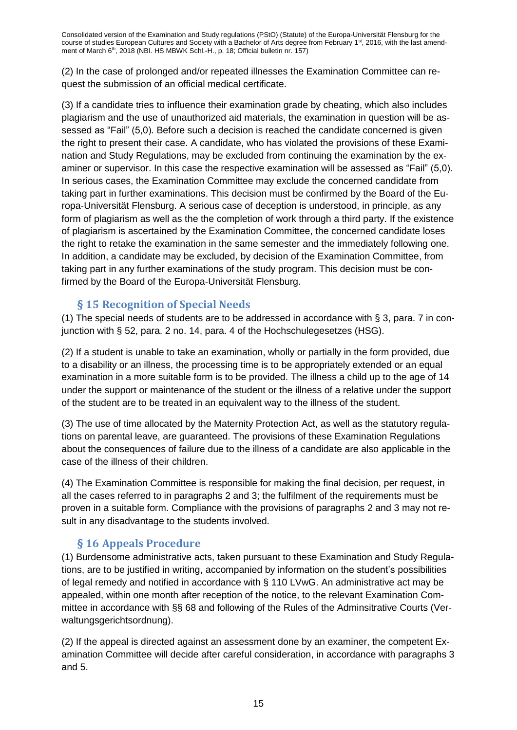(2) In the case of prolonged and/or repeated illnesses the Examination Committee can request the submission of an official medical certificate.

(3) If a candidate tries to influence their examination grade by cheating, which also includes plagiarism and the use of unauthorized aid materials, the examination in question will be assessed as "Fail" (5,0). Before such a decision is reached the candidate concerned is given the right to present their case. A candidate, who has violated the provisions of these Examination and Study Regulations, may be excluded from continuing the examination by the examiner or supervisor. In this case the respective examination will be assessed as "Fail" (5,0). In serious cases, the Examination Committee may exclude the concerned candidate from taking part in further examinations. This decision must be confirmed by the Board of the Europa-Universität Flensburg. A serious case of deception is understood, in principle, as any form of plagiarism as well as the the completion of work through a third party. If the existence of plagiarism is ascertained by the Examination Committee, the concerned candidate loses the right to retake the examination in the same semester and the immediately following one. In addition, a candidate may be excluded, by decision of the Examination Committee, from taking part in any further examinations of the study program. This decision must be confirmed by the Board of the Europa-Universität Flensburg.

## § 15 Recognition of Special Needs

(1) The special needs of students are to be addressed in accordance with § 3, para. 7 in conjunction with § 52, para. 2 no. 14, para. 4 of the Hochschulegesetzes (HSG).

(2) If a student is unable to take an examination, wholly or partially in the form provided, due to a disability or an illness, the processing time is to be appropriately extended or an equal examination in a more suitable form is to be provided. The illness a child up to the age of 14 under the support or maintenance of the student or the illness of a relative under the support of the student are to be treated in an equivalent way to the illness of the student.

(3) The use of time allocated by the Maternity Protection Act, as well as the statutory regulations on parental leave, are guaranteed. The provisions of these Examination Regulations about the consequences of failure due to the illness of a candidate are also applicable in the case of the illness of their children.

(4) The Examination Committee is responsible for making the final decision, per request, in all the cases referred to in paragraphs 2 and 3; the fulfilment of the requirements must be proven in a suitable form. Compliance with the provisions of paragraphs 2 and 3 may not result in any disadvantage to the students involved.

## § 16 Appeals Procedure

(1) Burdensome administrative acts, taken pursuant to these Examination and Study Regulations, are to be justified in writing, accompanied by information on the student's possibilities of legal remedy and notified in accordance with § 110 LVwG. An administrative act may be appealed, within one month after reception of the notice, to the relevant Examination Committee in accordance with §§ 68 and following of the Rules of the Adminsitrative Courts (Verwaltungsgerichtsordnung).

(2) If the appeal is directed against an assessment done by an examiner, the competent Examination Committee will decide after careful consideration, in accordance with paragraphs 3 and 5.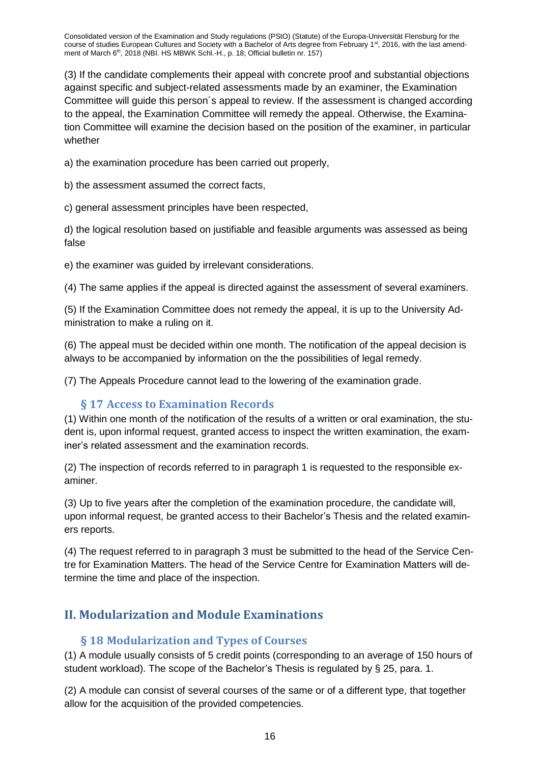(3) If the candidate complements their appeal with concrete proof and substantial objections against specific and subject-related assessments made by an examiner, the Examination Committee will guide this person´s appeal to review. If the assessment is changed according to the appeal, the Examination Committee will remedy the appeal. Otherwise, the Examination Committee will examine the decision based on the position of the examiner, in particular whether

a) the examination procedure has been carried out properly,

b) the assessment assumed the correct facts,

c) general assessment principles have been respected,

d) the logical resolution based on justifiable and feasible arguments was assessed as being false

e) the examiner was guided by irrelevant considerations.

(4) The same applies if the appeal is directed against the assessment of several examiners.

(5) If the Examination Committee does not remedy the appeal, it is up to the University Administration to make a ruling on it.

(6) The appeal must be decided within one month. The notification of the appeal decision is always to be accompanied by information on the the possibilities of legal remedy.

(7) The Appeals Procedure cannot lead to the lowering of the examination grade.

### § 17 Access to Examination Records

(1) Within one month of the notification of the results of a written or oral examination, the student is, upon informal request, granted access to inspect the written examination, the examiner's related assessment and the examination records.

(2) The inspection of records referred to in paragraph 1 is requested to the responsible examiner.

(3) Up to five years after the completion of the examination procedure, the candidate will, upon informal request, be granted access to their Bachelor's Thesis and the related examiners reports.

(4) The request referred to in paragraph 3 must be submitted to the head of the Service Centre for Examination Matters. The head of the Service Centre for Examination Matters will determine the time and place of the inspection.

## II. Modularization and Module Examinations

### § 18 Modularization and Types of Courses

(1) A module usually consists of 5 credit points (corresponding to an average of 150 hours of student workload). The scope of the Bachelor's Thesis is regulated by § 25, para. 1.

(2) A module can consist of several courses of the same or of a different type, that together allow for the acquisition of the provided competencies.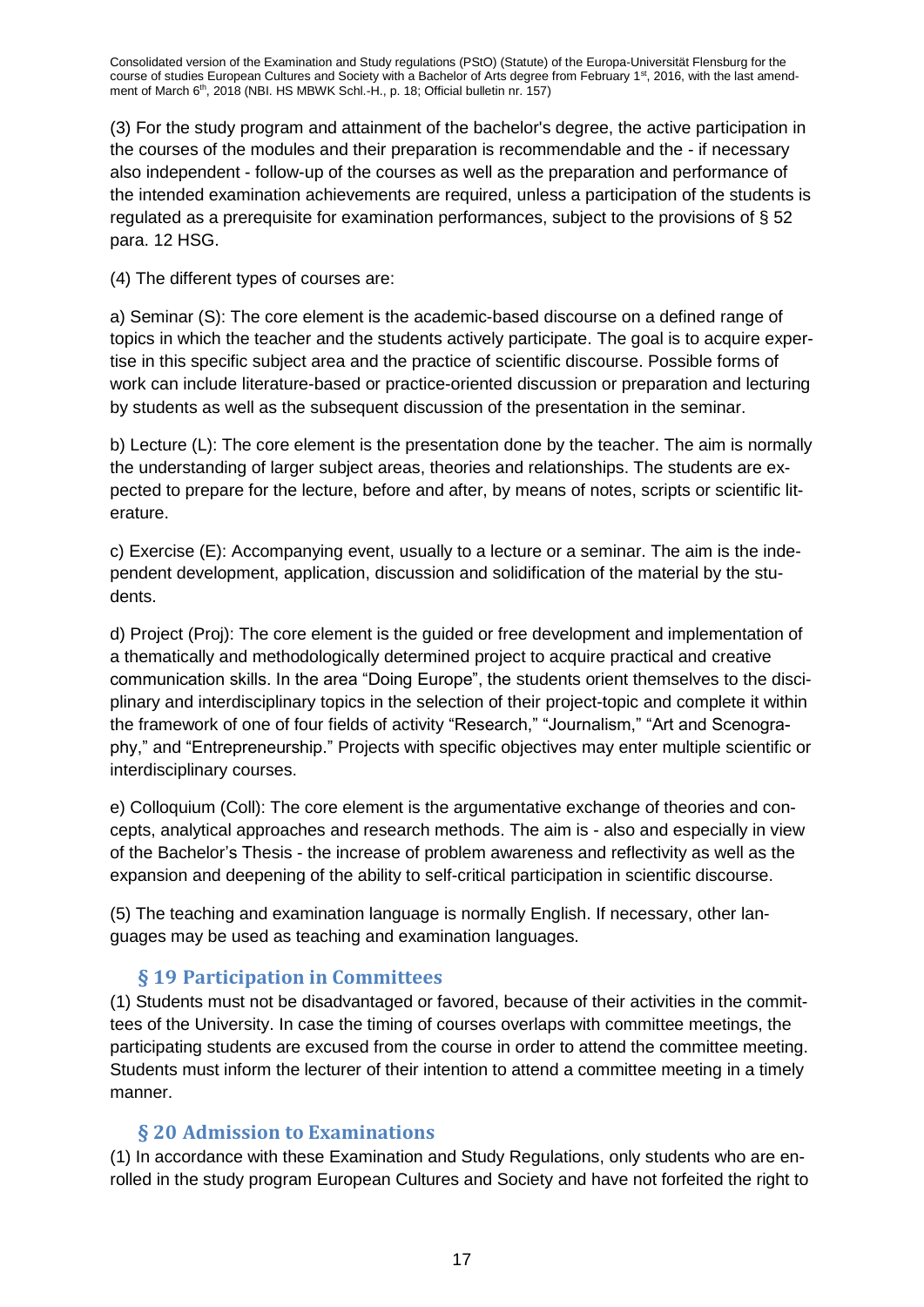(3) For the study program and attainment of the bachelor's degree, the active participation in the courses of the modules and their preparation is recommendable and the - if necessary also independent - follow-up of the courses as well as the preparation and performance of the intended examination achievements are required, unless a participation of the students is regulated as a prerequisite for examination performances, subject to the provisions of § 52 para. 12 HSG.

(4) The different types of courses are:

a) Seminar (S): The core element is the academic-based discourse on a defined range of topics in which the teacher and the students actively participate. The goal is to acquire expertise in this specific subject area and the practice of scientific discourse. Possible forms of work can include literature-based or practice-oriented discussion or preparation and lecturing by students as well as the subsequent discussion of the presentation in the seminar.

b) Lecture (L): The core element is the presentation done by the teacher. The aim is normally the understanding of larger subject areas, theories and relationships. The students are expected to prepare for the lecture, before and after, by means of notes, scripts or scientific literature.

c) Exercise (E): Accompanying event, usually to a lecture or a seminar. The aim is the independent development, application, discussion and solidification of the material by the students.

d) Project (Proj): The core element is the guided or free development and implementation of a thematically and methodologically determined project to acquire practical and creative communication skills. In the area "Doing Europe", the students orient themselves to the disciplinary and interdisciplinary topics in the selection of their project-topic and complete it within the framework of one of four fields of activity "Research," "Journalism," "Art and Scenography," and "Entrepreneurship." Projects with specific objectives may enter multiple scientific or interdisciplinary courses.

e) Colloquium (Coll): The core element is the argumentative exchange of theories and concepts, analytical approaches and research methods. The aim is - also and especially in view of the Bachelor's Thesis - the increase of problem awareness and reflectivity as well as the expansion and deepening of the ability to self-critical participation in scientific discourse.

(5) The teaching and examination language is normally English. If necessary, other languages may be used as teaching and examination languages.

## § 19 Participation in Committees

(1) Students must not be disadvantaged or favored, because of their activities in the committees of the University. In case the timing of courses overlaps with committee meetings, the participating students are excused from the course in order to attend the committee meeting. Students must inform the lecturer of their intention to attend a committee meeting in a timely manner.

## § 20 Admission to Examinations

(1) In accordance with these Examination and Study Regulations, only students who are enrolled in the study program European Cultures and Society and have not forfeited the right to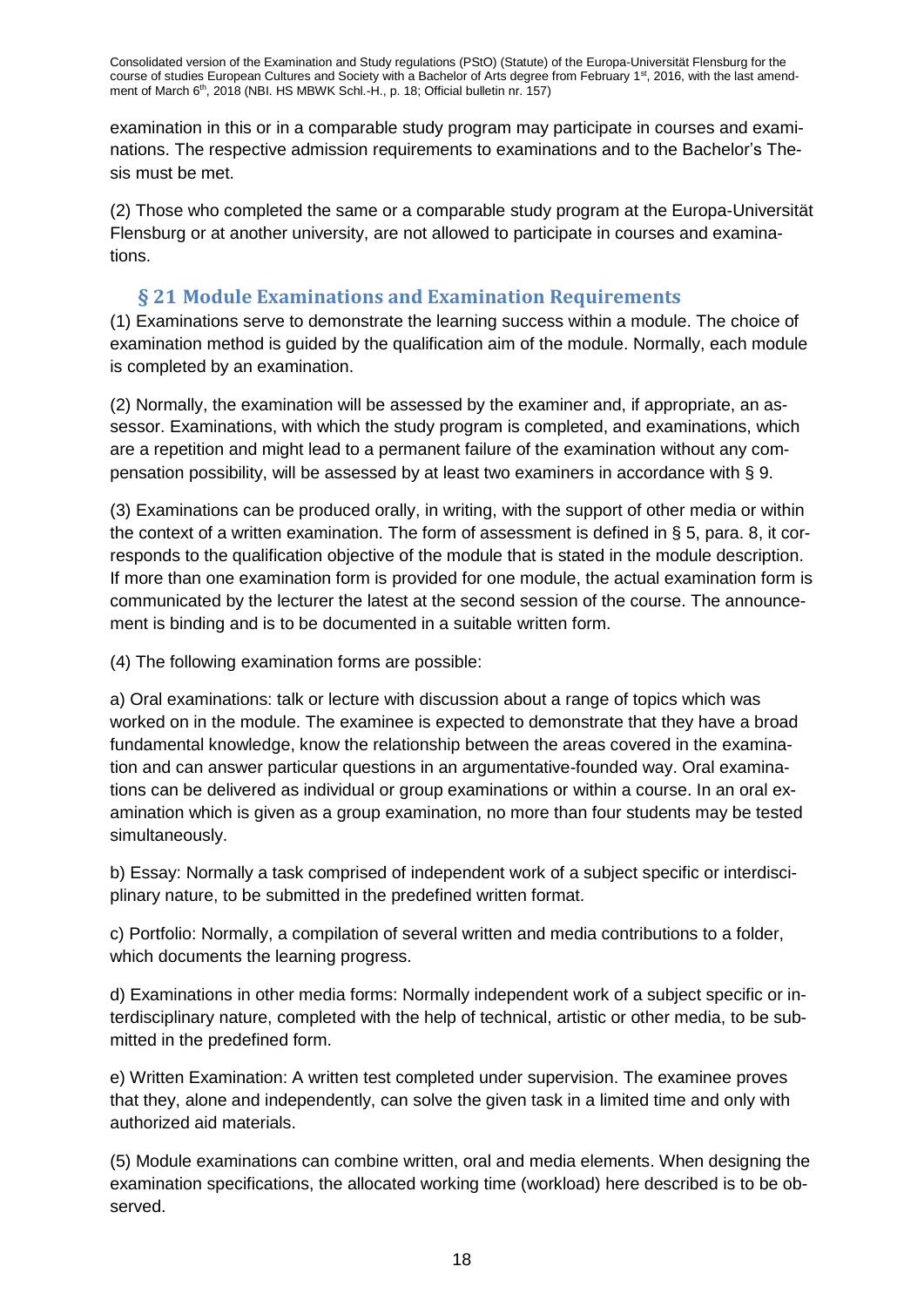examination in this or in a comparable study program may participate in courses and examinations. The respective admission requirements to examinations and to the Bachelor's Thesis must be met.

(2) Those who completed the same or a comparable study program at the Europa-Universität Flensburg or at another university, are not allowed to participate in courses and examinations.

## § 21 Module Examinations and Examination Requirements

(1) Examinations serve to demonstrate the learning success within a module. The choice of examination method is guided by the qualification aim of the module. Normally, each module is completed by an examination.

(2) Normally, the examination will be assessed by the examiner and, if appropriate, an assessor. Examinations, with which the study program is completed, and examinations, which are a repetition and might lead to a permanent failure of the examination without any compensation possibility, will be assessed by at least two examiners in accordance with § 9.

(3) Examinations can be produced orally, in writing, with the support of other media or within the context of a written examination. The form of assessment is defined in § 5, para. 8, it corresponds to the qualification objective of the module that is stated in the module description. If more than one examination form is provided for one module, the actual examination form is communicated by the lecturer the latest at the second session of the course. The announcement is binding and is to be documented in a suitable written form.

(4) The following examination forms are possible:

a) Oral examinations: talk or lecture with discussion about a range of topics which was worked on in the module. The examinee is expected to demonstrate that they have a broad fundamental knowledge, know the relationship between the areas covered in the examination and can answer particular questions in an argumentative-founded way. Oral examinations can be delivered as individual or group examinations or within a course. In an oral examination which is given as a group examination, no more than four students may be tested simultaneously.

b) Essay: Normally a task comprised of independent work of a subject specific or interdisciplinary nature, to be submitted in the predefined written format.

c) Portfolio: Normally, a compilation of several written and media contributions to a folder, which documents the learning progress.

d) Examinations in other media forms: Normally independent work of a subject specific or interdisciplinary nature, completed with the help of technical, artistic or other media, to be submitted in the predefined form.

e) Written Examination: A written test completed under supervision. The examinee proves that they, alone and independently, can solve the given task in a limited time and only with authorized aid materials.

(5) Module examinations can combine written, oral and media elements. When designing the examination specifications, the allocated working time (workload) here described is to be observed.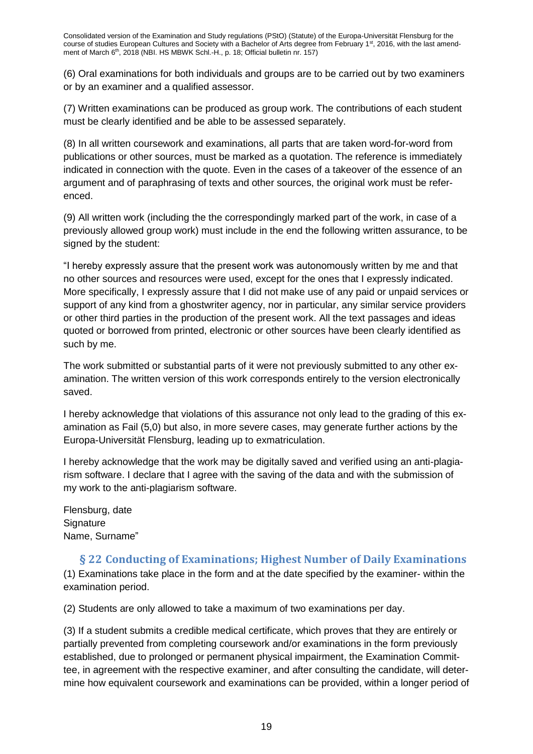(6) Oral examinations for both individuals and groups are to be carried out by two examiners or by an examiner and a qualified assessor.

(7) Written examinations can be produced as group work. The contributions of each student must be clearly identified and be able to be assessed separately.

(8) In all written coursework and examinations, all parts that are taken word-for-word from publications or other sources, must be marked as a quotation. The reference is immediately indicated in connection with the quote. Even in the cases of a takeover of the essence of an argument and of paraphrasing of texts and other sources, the original work must be referenced.

(9) All written work (including the the correspondingly marked part of the work, in case of a previously allowed group work) must include in the end the following written assurance, to be signed by the student:

"I hereby expressly assure that the present work was autonomously written by me and that no other sources and resources were used, except for the ones that I expressly indicated. More specifically, I expressly assure that I did not make use of any paid or unpaid services or support of any kind from a ghostwriter agency, nor in particular, any similar service providers or other third parties in the production of the present work. All the text passages and ideas quoted or borrowed from printed, electronic or other sources have been clearly identified as such by me.

The work submitted or substantial parts of it were not previously submitted to any other examination. The written version of this work corresponds entirely to the version electronically saved.

I hereby acknowledge that violations of this assurance not only lead to the grading of this examination as Fail (5,0) but also, in more severe cases, may generate further actions by the Europa-Universität Flensburg, leading up to exmatriculation.

I hereby acknowledge that the work may be digitally saved and verified using an anti-plagiarism software. I declare that I agree with the saving of the data and with the submission of my work to the anti-plagiarism software.

Flensburg, date
Signature
Name, Surname"

## § 22 Conducting of Examinations; Highest Number of Daily Examinations

(1) Examinations take place in the form and at the date specified by the examiner- within the examination period.

(2) Students are only allowed to take a maximum of two examinations per day.

(3) If a student submits a credible medical certificate, which proves that they are entirely or partially prevented from completing coursework and/or examinations in the form previously established, due to prolonged or permanent physical impairment, the Examination Committee, in agreement with the respective examiner, and after consulting the candidate, will determine how equivalent coursework and examinations can be provided, within a longer period of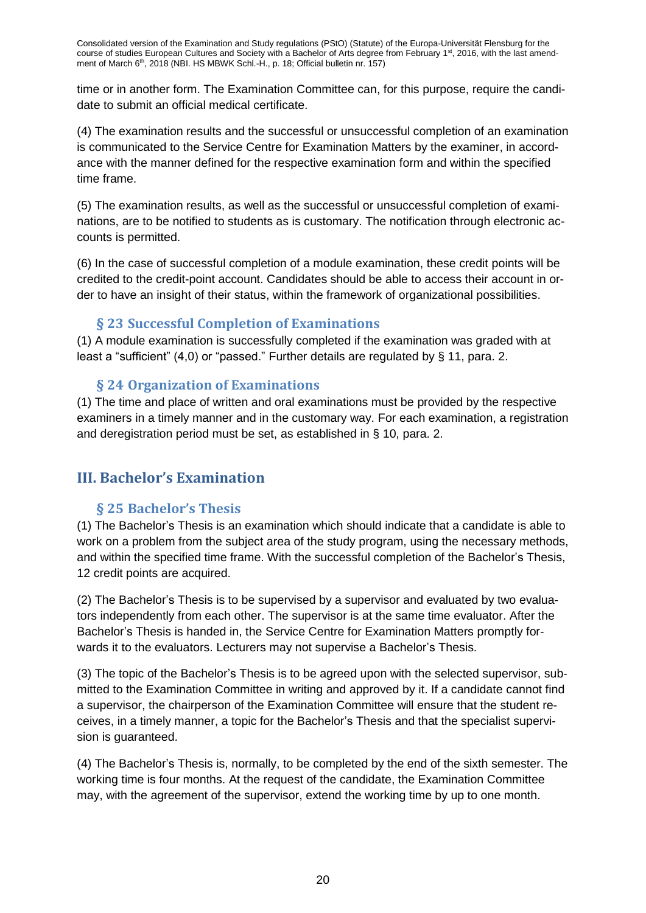time or in another form. The Examination Committee can, for this purpose, require the candidate to submit an official medical certificate.

(4) The examination results and the successful or unsuccessful completion of an examination is communicated to the Service Centre for Examination Matters by the examiner, in accordance with the manner defined for the respective examination form and within the specified time frame.

(5) The examination results, as well as the successful or unsuccessful completion of examinations, are to be notified to students as is customary. The notification through electronic accounts is permitted.

(6) In the case of successful completion of a module examination, these credit points will be credited to the credit-point account. Candidates should be able to access their account in order to have an insight of their status, within the framework of organizational possibilities.

### § 23 Successful Completion of Examinations

(1) A module examination is successfully completed if the examination was graded with at least a "sufficient" (4,0) or "passed." Further details are regulated by § 11, para. 2.

### § 24 Organization of Examinations

(1) The time and place of written and oral examinations must be provided by the respective examiners in a timely manner and in the customary way. For each examination, a registration and deregistration period must be set, as established in § 10, para. 2.

## III. Bachelor's Examination

### § 25 Bachelor's Thesis

(1) The Bachelor's Thesis is an examination which should indicate that a candidate is able to work on a problem from the subject area of the study program, using the necessary methods, and within the specified time frame. With the successful completion of the Bachelor's Thesis, 12 credit points are acquired.

(2) The Bachelor's Thesis is to be supervised by a supervisor and evaluated by two evaluators independently from each other. The supervisor is at the same time evaluator. After the Bachelor's Thesis is handed in, the Service Centre for Examination Matters promptly forwards it to the evaluators. Lecturers may not supervise a Bachelor's Thesis.

(3) The topic of the Bachelor's Thesis is to be agreed upon with the selected supervisor, submitted to the Examination Committee in writing and approved by it. If a candidate cannot find a supervisor, the chairperson of the Examination Committee will ensure that the student receives, in a timely manner, a topic for the Bachelor's Thesis and that the specialist supervision is guaranteed.

(4) The Bachelor's Thesis is, normally, to be completed by the end of the sixth semester. The working time is four months. At the request of the candidate, the Examination Committee may, with the agreement of the supervisor, extend the working time by up to one month.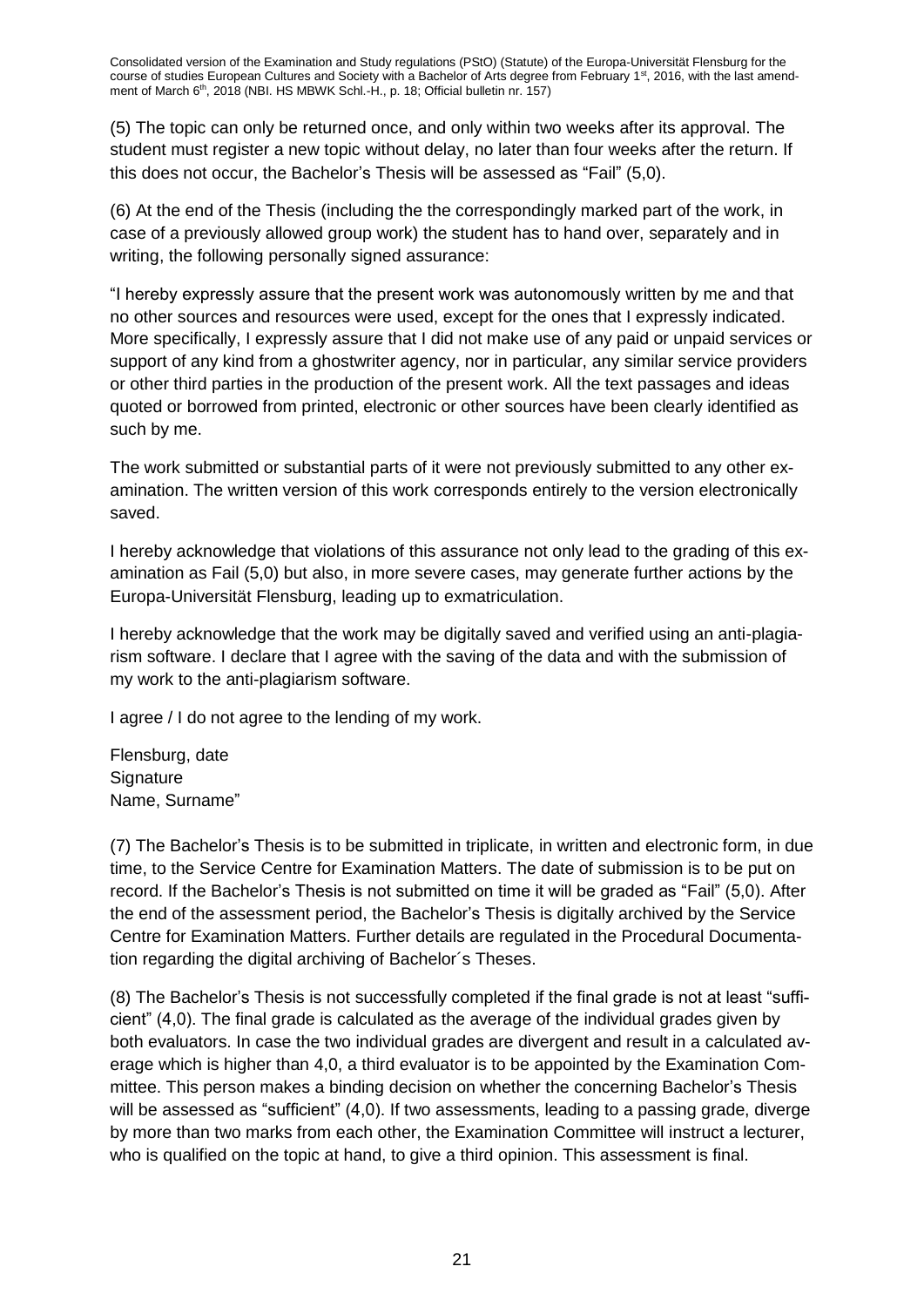(5) The topic can only be returned once, and only within two weeks after its approval. The student must register a new topic without delay, no later than four weeks after the return. If this does not occur, the Bachelor's Thesis will be assessed as "Fail" (5,0).

(6) At the end of the Thesis (including the the correspondingly marked part of the work, in case of a previously allowed group work) the student has to hand over, separately and in writing, the following personally signed assurance:

"I hereby expressly assure that the present work was autonomously written by me and that no other sources and resources were used, except for the ones that I expressly indicated. More specifically, I expressly assure that I did not make use of any paid or unpaid services or support of any kind from a ghostwriter agency, nor in particular, any similar service providers or other third parties in the production of the present work. All the text passages and ideas quoted or borrowed from printed, electronic or other sources have been clearly identified as such by me.

The work submitted or substantial parts of it were not previously submitted to any other examination. The written version of this work corresponds entirely to the version electronically saved.

I hereby acknowledge that violations of this assurance not only lead to the grading of this examination as Fail (5,0) but also, in more severe cases, may generate further actions by the Europa-Universität Flensburg, leading up to exmatriculation.

I hereby acknowledge that the work may be digitally saved and verified using an anti-plagiarism software. I declare that I agree with the saving of the data and with the submission of my work to the anti-plagiarism software.

I agree / I do not agree to the lending of my work.

Flensburg, date
Signature
Name, Surname"

(7) The Bachelor's Thesis is to be submitted in triplicate, in written and electronic form, in due time, to the Service Centre for Examination Matters. The date of submission is to be put on record. If the Bachelor's Thesis is not submitted on time it will be graded as "Fail" (5,0). After the end of the assessment period, the Bachelor's Thesis is digitally archived by the Service Centre for Examination Matters. Further details are regulated in the Procedural Documentation regarding the digital archiving of Bachelor´s Theses.

(8) The Bachelor's Thesis is not successfully completed if the final grade is not at least "sufficient" (4,0). The final grade is calculated as the average of the individual grades given by both evaluators. In case the two individual grades are divergent and result in a calculated average which is higher than 4,0, a third evaluator is to be appointed by the Examination Committee. This person makes a binding decision on whether the concerning Bachelor's Thesis will be assessed as "sufficient" (4,0). If two assessments, leading to a passing grade, diverge by more than two marks from each other, the Examination Committee will instruct a lecturer, who is qualified on the topic at hand, to give a third opinion. This assessment is final.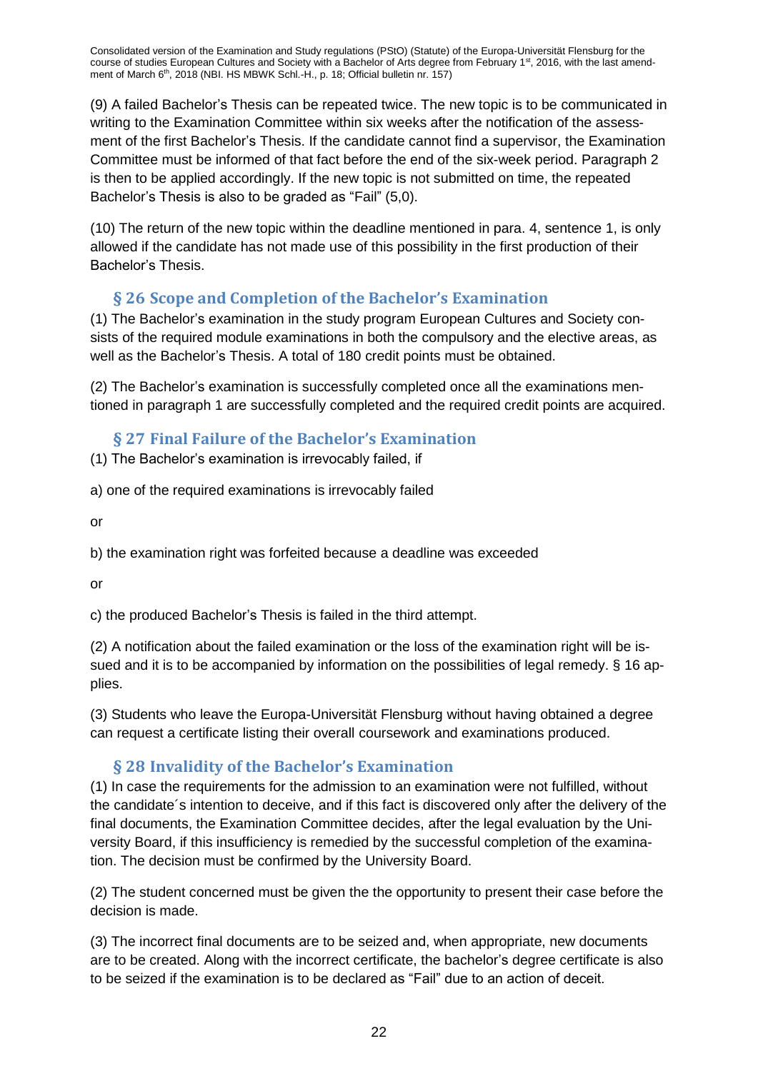(9) A failed Bachelor's Thesis can be repeated twice. The new topic is to be communicated in writing to the Examination Committee within six weeks after the notification of the assessment of the first Bachelor's Thesis. If the candidate cannot find a supervisor, the Examination Committee must be informed of that fact before the end of the six-week period. Paragraph 2 is then to be applied accordingly. If the new topic is not submitted on time, the repeated Bachelor's Thesis is also to be graded as "Fail" (5,0).

(10) The return of the new topic within the deadline mentioned in para. 4, sentence 1, is only allowed if the candidate has not made use of this possibility in the first production of their Bachelor's Thesis.

## § 26 Scope and Completion of the Bachelor's Examination

(1) The Bachelor's examination in the study program European Cultures and Society consists of the required module examinations in both the compulsory and the elective areas, as well as the Bachelor's Thesis. A total of 180 credit points must be obtained.

(2) The Bachelor's examination is successfully completed once all the examinations mentioned in paragraph 1 are successfully completed and the required credit points are acquired.

## § 27 Final Failure of the Bachelor's Examination

(1) The Bachelor's examination is irrevocably failed, if

a) one of the required examinations is irrevocably failed

or

b) the examination right was forfeited because a deadline was exceeded

or

c) the produced Bachelor's Thesis is failed in the third attempt.

(2) A notification about the failed examination or the loss of the examination right will be issued and it is to be accompanied by information on the possibilities of legal remedy. § 16 applies.

(3) Students who leave the Europa-Universität Flensburg without having obtained a degree can request a certificate listing their overall coursework and examinations produced.

## § 28 Invalidity of the Bachelor's Examination

(1) In case the requirements for the admission to an examination were not fulfilled, without the candidate´s intention to deceive, and if this fact is discovered only after the delivery of the final documents, the Examination Committee decides, after the legal evaluation by the University Board, if this insufficiency is remedied by the successful completion of the examination. The decision must be confirmed by the University Board.

(2) The student concerned must be given the the opportunity to present their case before the decision is made.

(3) The incorrect final documents are to be seized and, when appropriate, new documents are to be created. Along with the incorrect certificate, the bachelor's degree certificate is also to be seized if the examination is to be declared as "Fail" due to an action of deceit.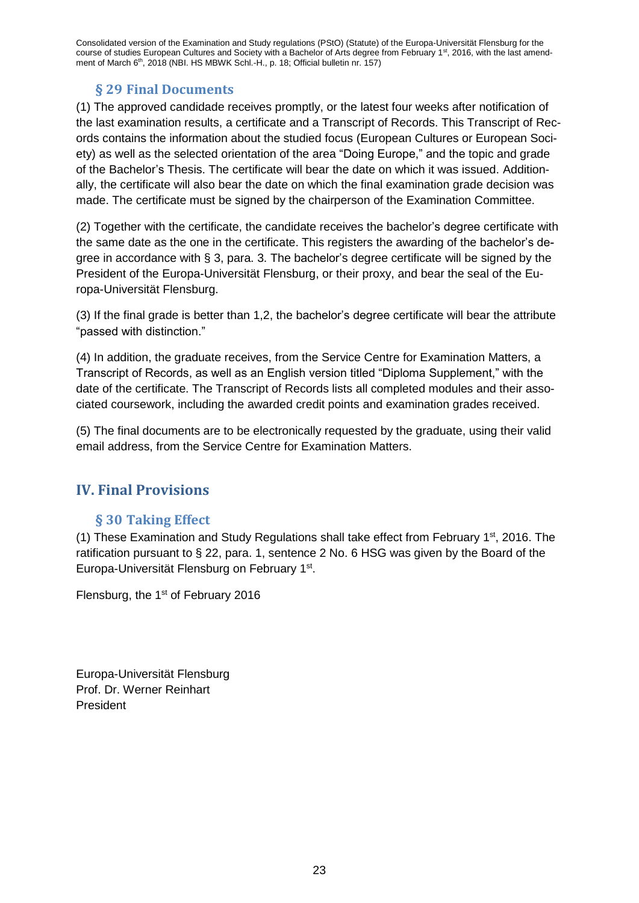### § 29 Final Documents

(1) The approved candidade receives promptly, or the latest four weeks after notification of the last examination results, a certificate and a Transcript of Records. This Transcript of Records contains the information about the studied focus (European Cultures or European Society) as well as the selected orientation of the area "Doing Europe," and the topic and grade of the Bachelor's Thesis. The certificate will bear the date on which it was issued. Additionally, the certificate will also bear the date on which the final examination grade decision was made. The certificate must be signed by the chairperson of the Examination Committee.

(2) Together with the certificate, the candidate receives the bachelor's degree certificate with the same date as the one in the certificate. This registers the awarding of the bachelor's degree in accordance with § 3, para. 3. The bachelor's degree certificate will be signed by the President of the Europa-Universität Flensburg, or their proxy, and bear the seal of the Europa-Universität Flensburg.

(3) If the final grade is better than 1,2, the bachelor's degree certificate will bear the attribute "passed with distinction."

(4) In addition, the graduate receives, from the Service Centre for Examination Matters, a Transcript of Records, as well as an English version titled "Diploma Supplement," with the date of the certificate. The Transcript of Records lists all completed modules and their associated coursework, including the awarded credit points and examination grades received.

(5) The final documents are to be electronically requested by the graduate, using their valid email address, from the Service Centre for Examination Matters.

## IV. Final Provisions

### § 30 Taking Effect

(1) These Examination and Study Regulations shall take effect from February 1st, 2016. The ratification pursuant to § 22, para. 1, sentence 2 No. 6 HSG was given by the Board of the Europa-Universität Flensburg on February 1st.

Flensburg, the 1st of February 2016

Europa-Universität Flensburg
Prof. Dr. Werner Reinhart
President